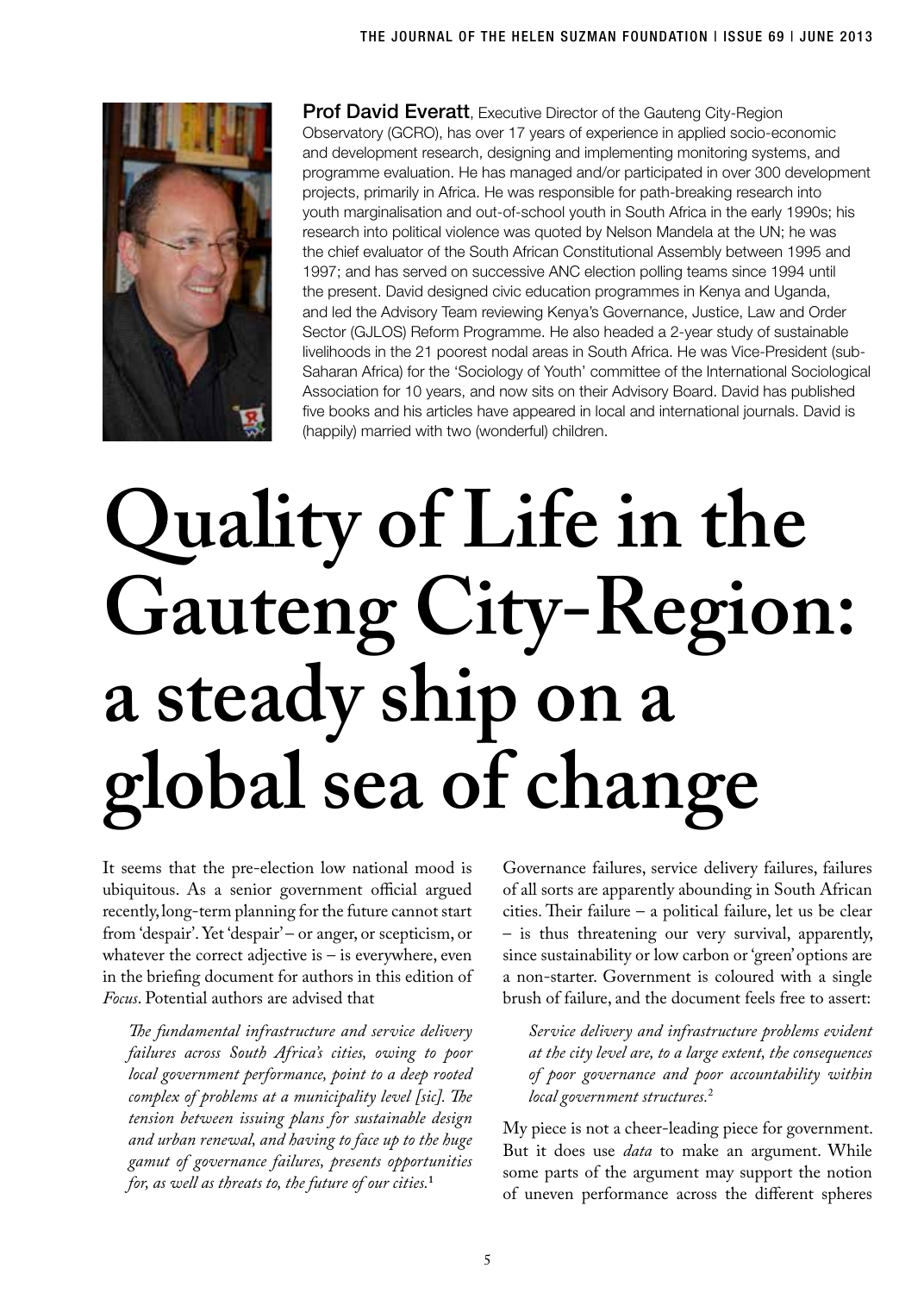**Prof David Everatt**, Executive Director of the Gauteng City-Region Observatory (GCRO), has over 17 years of experience in applied socio-economic and development research, designing and implementing monitoring systems, and programme evaluation. He has managed and/or participated in over 300 development projects, primarily in Africa. He was responsible for path-breaking research into youth marginalisation and out-of-school youth in South Africa in the early 1990s; his research into political violence was quoted by Nelson Mandela at the UN; he was the chief evaluator of the South African Constitutional Assembly between 1995 and 1997; and has served on successive ANC election polling teams since 1994 until the present. David designed civic education programmes in Kenya and Uganda, and led the Advisory Team reviewing Kenya's Governance, Justice, Law and Order Sector (GJLOS) Reform Programme. He also headed a 2-year study of sustainable livelihoods in the 21 poorest nodal areas in South Africa. He was Vice-President (sub-Saharan Africa) for the 'Sociology of Youth' committee of the International Sociological Association for 10 years, and now sits on their Advisory Board. David has published five books and his articles have appeared in local and international journals. David is (happily) married with two (wonderful) children.

# Quality of Life in the Gauteng City-Region: a steady ship on a global sea of change

It seems that the pre-election low national mood is ubiquitous. As a senior government official argued recently, long-term planning for the future cannot start from 'despair'. Yet 'despair' – or anger, or scepticism, or whatever the correct adjective is – is everywhere, even in the briefing document for authors in this edition of *Focus*. Potential authors are advised that

> *The fundamental infrastructure and service delivery failures across South Africa's cities, owing to poor local government performance, point to a deep rooted complex of problems at a municipality level [sic]. The tension between issuing plans for sustainable design and urban renewal, and having to face up to the huge gamut of governance failures, presents opportunities for, as well as threats to, the future of our cities.*[1]

Governance failures, service delivery failures, failures of all sorts are apparently abounding in South African cities. Their failure – a political failure, let us be clear – is thus threatening our very survival, apparently, since sustainability or low carbon or 'green' options are a non-starter. Government is coloured with a single brush of failure, and the document feels free to assert:

> *Service delivery and infrastructure problems evident at the city level are, to a large extent, the consequences of poor governance and poor accountability within local government structures.*[2]

My piece is not a cheer-leading piece for government. But it does use *data* to make an argument. While some parts of the argument may support the notion of uneven performance across the different spheres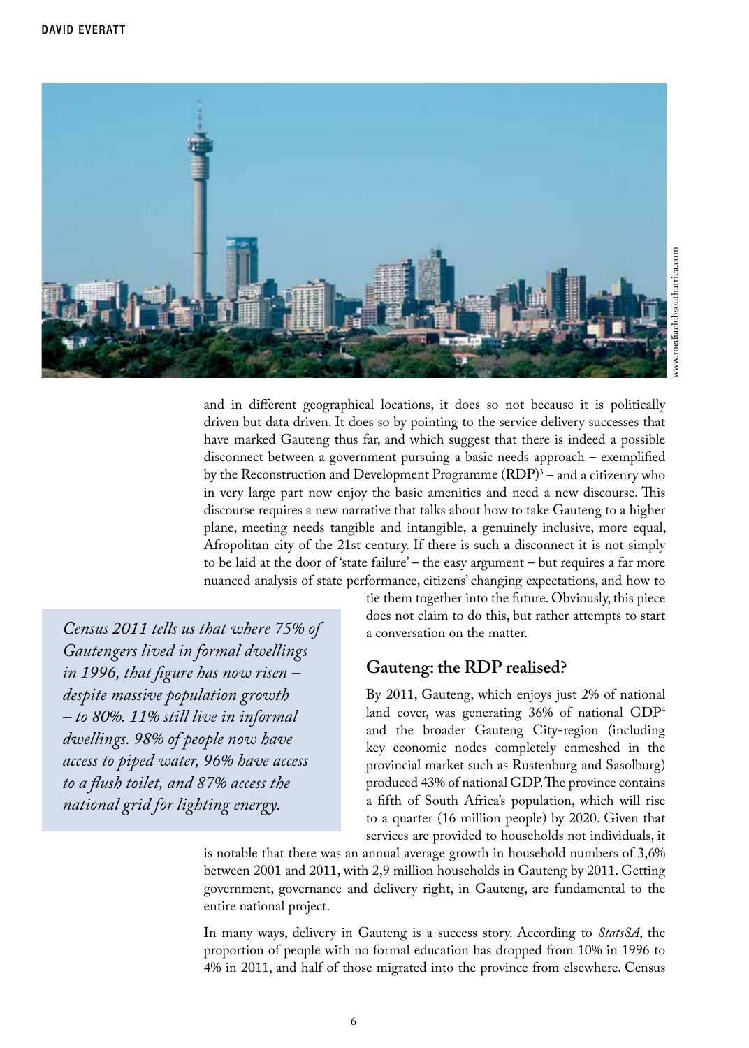and in different geographical locations, it does so not because it is politically driven but data driven. It does so by pointing to the service delivery successes that have marked Gauteng thus far, and which suggest that there is indeed a possible disconnect between a government pursuing a basic needs approach – exemplified by the Reconstruction and Development Programme (RDP)[3] – and a citizenry who in very large part now enjoy the basic amenities and need a new discourse. This discourse requires a new narrative that talks about how to take Gauteng to a higher plane, meeting needs tangible and intangible, a genuinely inclusive, more equal, Afropolitan city of the 21st century. If there is such a disconnect it is not simply to be laid at the door of 'state failure' – the easy argument – but requires a far more nuanced analysis of state performance, citizens' changing expectations, and how to tie them together into the future. Obviously, this piece does not claim to do this, but rather attempts to start a conversation on the matter.

> *Census 2011 tells us that where 75% of Gautengers lived in formal dwellings in 1996, that figure has now risen – despite massive population growth – to 80%. 11% still live in informal dwellings. 98% of people now have access to piped water, 96% have access to a flush toilet, and 87% access the national grid for lighting energy.*

## Gauteng: the RDP realised?

By 2011, Gauteng, which enjoys just 2% of national land cover, was generating 36% of national GDP[4] and the broader Gauteng City-region (including key economic nodes completely enmeshed in the provincial market such as Rustenburg and Sasolburg) produced 43% of national GDP. The province contains a fifth of South Africa's population, which will rise to a quarter (16 million people) by 2020. Given that services are provided to households not individuals, it is notable that there was an annual average growth in household numbers of 3,6% between 2001 and 2011, with 2,9 million households in Gauteng by 2011. Getting government, governance and delivery right, in Gauteng, are fundamental to the entire national project.

In many ways, delivery in Gauteng is a success story. According to *StatsSA*, the proportion of people with no formal education has dropped from 10% in 1996 to 4% in 2011, and half of those migrated into the province from elsewhere. Census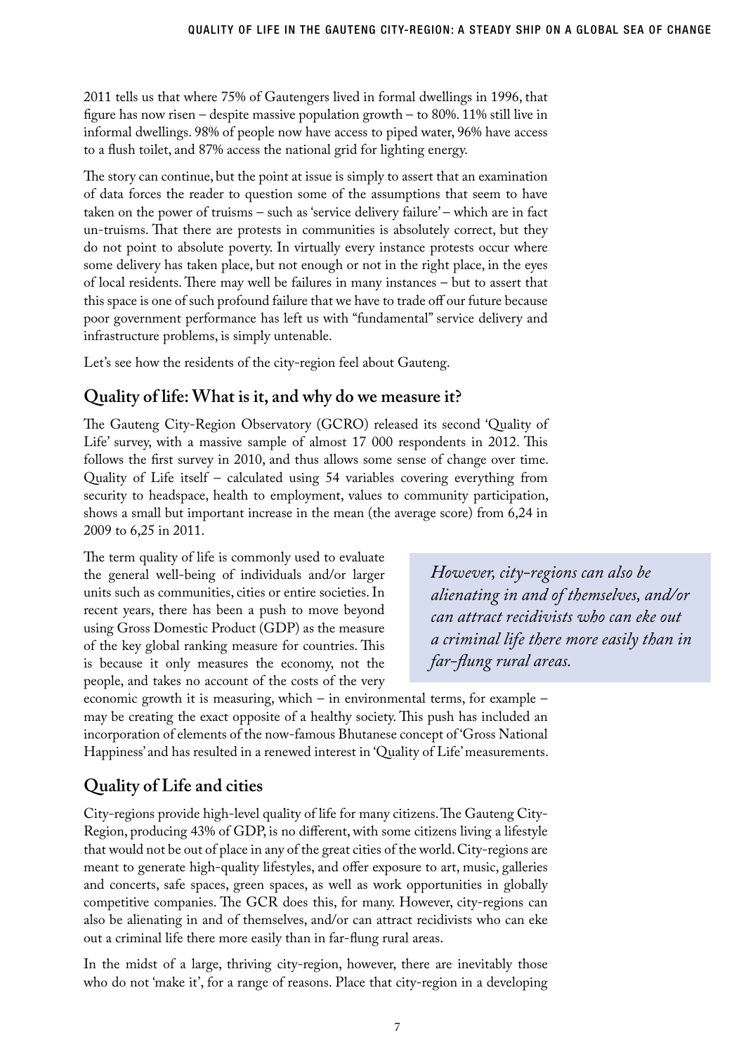2011 tells us that where 75% of Gautengers lived in formal dwellings in 1996, that figure has now risen – despite massive population growth – to 80%. 11% still live in informal dwellings. 98% of people now have access to piped water, 96% have access to a flush toilet, and 87% access the national grid for lighting energy.

The story can continue, but the point at issue is simply to assert that an examination of data forces the reader to question some of the assumptions that seem to have taken on the power of truisms – such as 'service delivery failure' – which are in fact un-truisms. That there are protests in communities is absolutely correct, but they do not point to absolute poverty. In virtually every instance protests occur where some delivery has taken place, but not enough or not in the right place, in the eyes of local residents. There may well be failures in many instances – but to assert that this space is one of such profound failure that we have to trade off our future because poor government performance has left us with "fundamental" service delivery and infrastructure problems, is simply untenable.

Let's see how the residents of the city-region feel about Gauteng.

## Quality of life: What is it, and why do we measure it?

The Gauteng City-Region Observatory (GCRO) released its second 'Quality of Life' survey, with a massive sample of almost 17 000 respondents in 2012. This follows the first survey in 2010, and thus allows some sense of change over time. Quality of Life itself – calculated using 54 variables covering everything from security to headspace, health to employment, values to community participation, shows a small but important increase in the mean (the average score) from 6,24 in 2009 to 6,25 in 2011.

The term quality of life is commonly used to evaluate the general well-being of individuals and/or larger units such as communities, cities or entire societies. In recent years, there has been a push to move beyond using Gross Domestic Product (GDP) as the measure of the key global ranking measure for countries. This is because it only measures the economy, not the people, and takes no account of the costs of the very economic growth it is measuring, which – in environmental terms, for example – may be creating the exact opposite of a healthy society. This push has included an incorporation of elements of the now-famous Bhutanese concept of 'Gross National Happiness' and has resulted in a renewed interest in 'Quality of Life' measurements.

> *However, city-regions can also be alienating in and of themselves, and/or can attract recidivists who can eke out a criminal life there more easily than in far-flung rural areas.*

## Quality of Life and cities

City-regions provide high-level quality of life for many citizens. The Gauteng City-Region, producing 43% of GDP, is no different, with some citizens living a lifestyle that would not be out of place in any of the great cities of the world. City-regions are meant to generate high-quality lifestyles, and offer exposure to art, music, galleries and concerts, safe spaces, green spaces, as well as work opportunities in globally competitive companies. The GCR does this, for many. However, city-regions can also be alienating in and of themselves, and/or can attract recidivists who can eke out a criminal life there more easily than in far-flung rural areas.

In the midst of a large, thriving city-region, however, there are inevitably those who do not 'make it', for a range of reasons. Place that city-region in a developing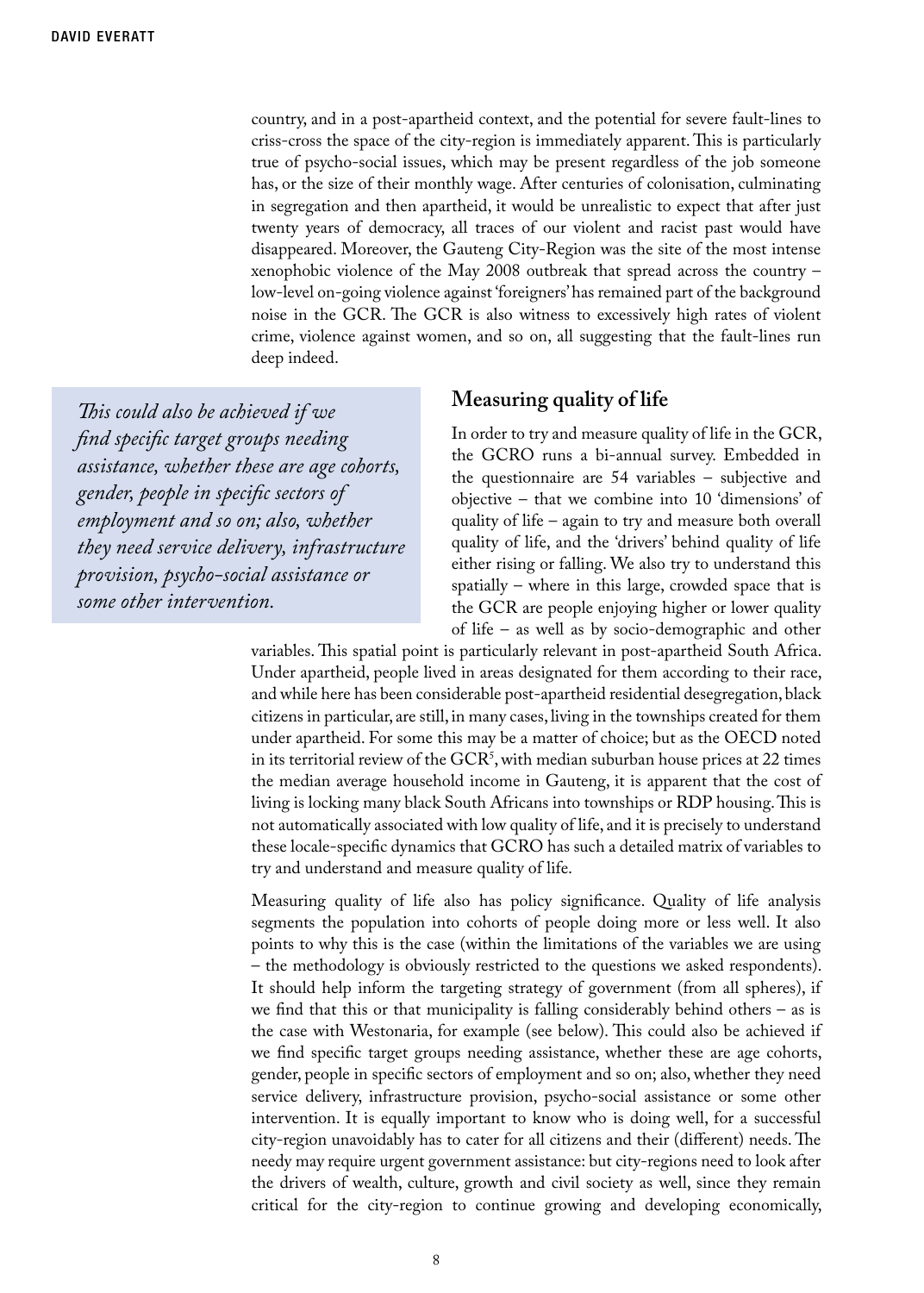country, and in a post-apartheid context, and the potential for severe fault-lines to criss-cross the space of the city-region is immediately apparent. This is particularly true of psycho-social issues, which may be present regardless of the job someone has, or the size of their monthly wage. After centuries of colonisation, culminating in segregation and then apartheid, it would be unrealistic to expect that after just twenty years of democracy, all traces of our violent and racist past would have disappeared. Moreover, the Gauteng City-Region was the site of the most intense xenophobic violence of the May 2008 outbreak that spread across the country – low-level on-going violence against 'foreigners' has remained part of the background noise in the GCR. The GCR is also witness to excessively high rates of violent crime, violence against women, and so on, all suggesting that the fault-lines run deep indeed.

> *This could also be achieved if we find specific target groups needing assistance, whether these are age cohorts, gender, people in specific sectors of employment and so on; also, whether they need service delivery, infrastructure provision, psycho-social assistance or some other intervention.*

## Measuring quality of life

In order to try and measure quality of life in the GCR, the GCRO runs a bi-annual survey. Embedded in the questionnaire are 54 variables – subjective and objective – that we combine into 10 'dimensions' of quality of life – again to try and measure both overall quality of life, and the 'drivers' behind quality of life either rising or falling. We also try to understand this spatially – where in this large, crowded space that is the GCR are people enjoying higher or lower quality of life – as well as by socio-demographic and other variables. This spatial point is particularly relevant in post-apartheid South Africa. Under apartheid, people lived in areas designated for them according to their race, and while here has been considerable post-apartheid residential desegregation, black citizens in particular, are still, in many cases, living in the townships created for them under apartheid. For some this may be a matter of choice; but as the OECD noted in its territorial review of the GCR[5], with median suburban house prices at 22 times the median average household income in Gauteng, it is apparent that the cost of living is locking many black South Africans into townships or RDP housing. This is not automatically associated with low quality of life, and it is precisely to understand these locale-specific dynamics that GCRO has such a detailed matrix of variables to try and understand and measure quality of life.

Measuring quality of life also has policy significance. Quality of life analysis segments the population into cohorts of people doing more or less well. It also points to why this is the case (within the limitations of the variables we are using – the methodology is obviously restricted to the questions we asked respondents). It should help inform the targeting strategy of government (from all spheres), if we find that this or that municipality is falling considerably behind others – as is the case with Westonaria, for example (see below). This could also be achieved if we find specific target groups needing assistance, whether these are age cohorts, gender, people in specific sectors of employment and so on; also, whether they need service delivery, infrastructure provision, psycho-social assistance or some other intervention. It is equally important to know who is doing well, for a successful city-region unavoidably has to cater for all citizens and their (different) needs. The needy may require urgent government assistance: but city-regions need to look after the drivers of wealth, culture, growth and civil society as well, since they remain critical for the city-region to continue growing and developing economically,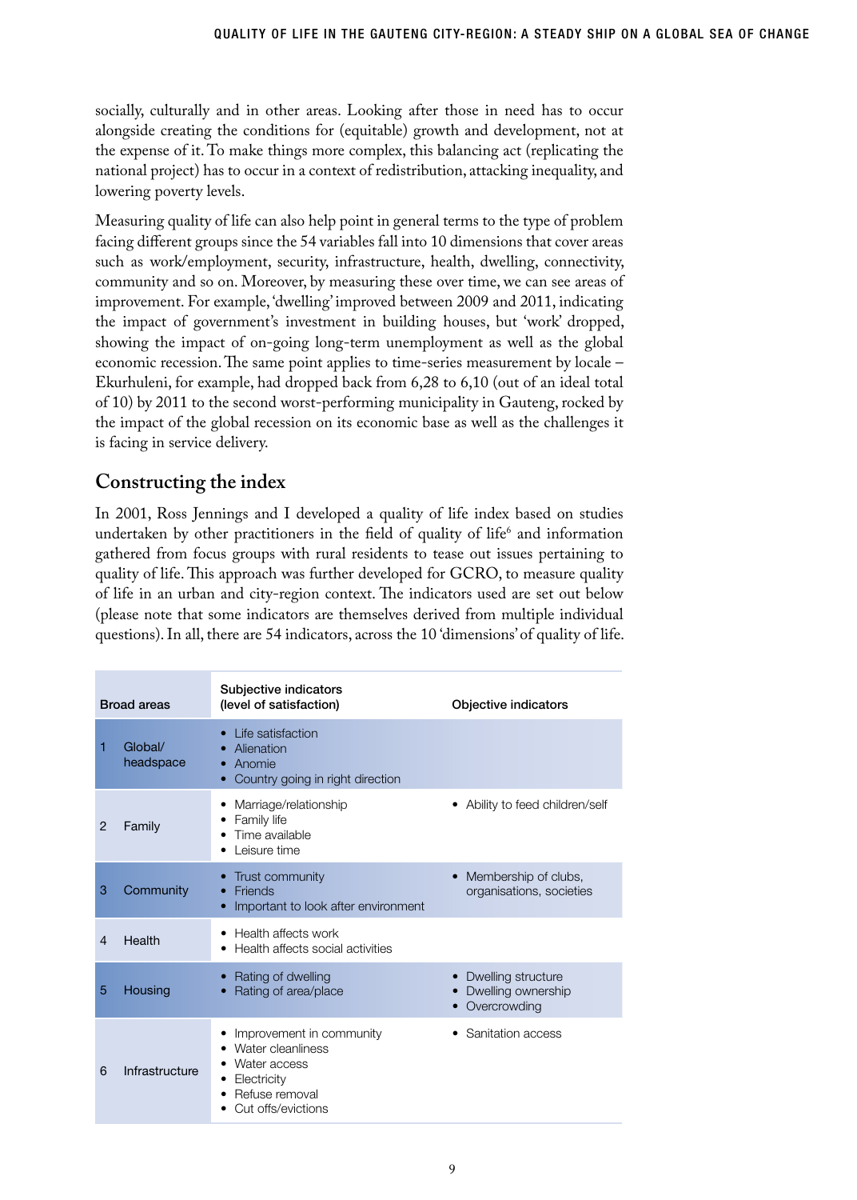socially, culturally and in other areas. Looking after those in need has to occur alongside creating the conditions for (equitable) growth and development, not at the expense of it. To make things more complex, this balancing act (replicating the national project) has to occur in a context of redistribution, attacking inequality, and lowering poverty levels.

Measuring quality of life can also help point in general terms to the type of problem facing different groups since the 54 variables fall into 10 dimensions that cover areas such as work/employment, security, infrastructure, health, dwelling, connectivity, community and so on. Moreover, by measuring these over time, we can see areas of improvement. For example, 'dwelling' improved between 2009 and 2011, indicating the impact of government's investment in building houses, but 'work' dropped, showing the impact of on-going long-term unemployment as well as the global economic recession. The same point applies to time-series measurement by locale – Ekurhuleni, for example, had dropped back from 6,28 to 6,10 (out of an ideal total of 10) by 2011 to the second worst-performing municipality in Gauteng, rocked by the impact of the global recession on its economic base as well as the challenges it is facing in service delivery.

## Constructing the index

In 2001, Ross Jennings and I developed a quality of life index based on studies undertaken by other practitioners in the field of quality of life[6] and information gathered from focus groups with rural residents to tease out issues pertaining to quality of life. This approach was further developed for GCRO, to measure quality of life in an urban and city-region context. The indicators used are set out below (please note that some indicators are themselves derived from multiple individual questions). In all, there are 54 indicators, across the 10 'dimensions' of quality of life.

| Broad areas | | Subjective indicators (level of satisfaction) | Objective indicators |
|---|---|---|---|
| 1 | Global/ headspace | • Life satisfaction<br>• Alienation<br>• Anomie<br>• Country going in right direction | |
| 2 | Family | • Marriage/relationship<br>• Family life<br>• Time available<br>• Leisure time | • Ability to feed children/self |
| 3 | Community | • Trust community<br>• Friends<br>• Important to look after environment | • Membership of clubs, organisations, societies |
| 4 | Health | • Health affects work<br>• Health affects social activities | |
| 5 | Housing | • Rating of dwelling<br>• Rating of area/place | • Dwelling structure<br>• Dwelling ownership<br>• Overcrowding |
| 6 | Infrastructure | • Improvement in community<br>• Water cleanliness<br>• Water access<br>• Electricity<br>• Refuse removal<br>• Cut offs/evictions | • Sanitation access |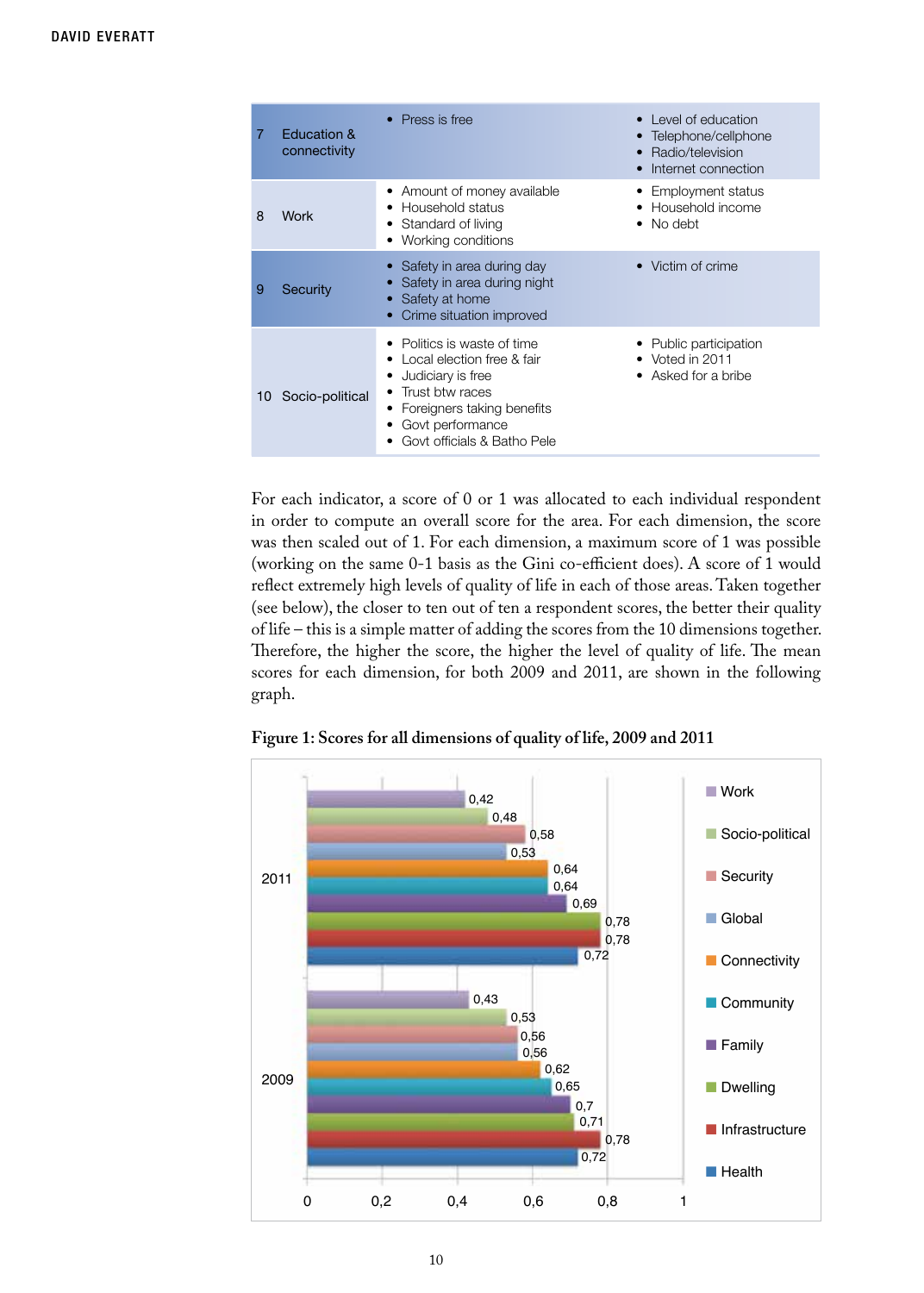| | | | |
|---|---|---|---|
| 7 | Education & connectivity | • Press is free | • Level of education<br>• Telephone/cellphone<br>• Radio/television<br>• Internet connection |
| 8 | Work | • Amount of money available<br>• Household status<br>• Standard of living<br>• Working conditions | • Employment status<br>• Household income<br>• No debt |
| 9 | Security | • Safety in area during day<br>• Safety in area during night<br>• Safety at home<br>• Crime situation improved | • Victim of crime |
| 10 | Socio-political | • Politics is waste of time<br>• Local election free & fair<br>• Judiciary is free<br>• Trust btw races<br>• Foreigners taking benefits<br>• Govt performance<br>• Govt officials & Batho Pele | • Public participation<br>• Voted in 2011<br>• Asked for a bribe |

For each indicator, a score of 0 or 1 was allocated to each individual respondent in order to compute an overall score for the area. For each dimension, the score was then scaled out of 1. For each dimension, a maximum score of 1 was possible (working on the same 0-1 basis as the Gini co-efficient does). A score of 1 would reflect extremely high levels of quality of life in each of those areas. Taken together (see below), the closer to ten out of ten a respondent scores, the better their quality of life – this is a simple matter of adding the scores from the 10 dimensions together. Therefore, the higher the score, the higher the level of quality of life. The mean scores for each dimension, for both 2009 and 2011, are shown in the following graph.

**Figure 1: Scores for all dimensions of quality of life, 2009 and 2011**

| Dimension | 2009 | 2011 |
|---|---|---|
| Work | 0,43 | 0,42 |
| Socio-political | 0,53 | 0,48 |
| Security | 0,56 | 0,58 |
| Global | 0,56 | 0,53 |
| Connectivity | 0,62 | 0,64 |
| Community | 0,65 | 0,64 |
| Family | 0,7 | 0,69 |
| Dwelling | 0,71 | 0,78 |
| Infrastructure | 0,78 | 0,78 |
| Health | 0,72 | 0,72 |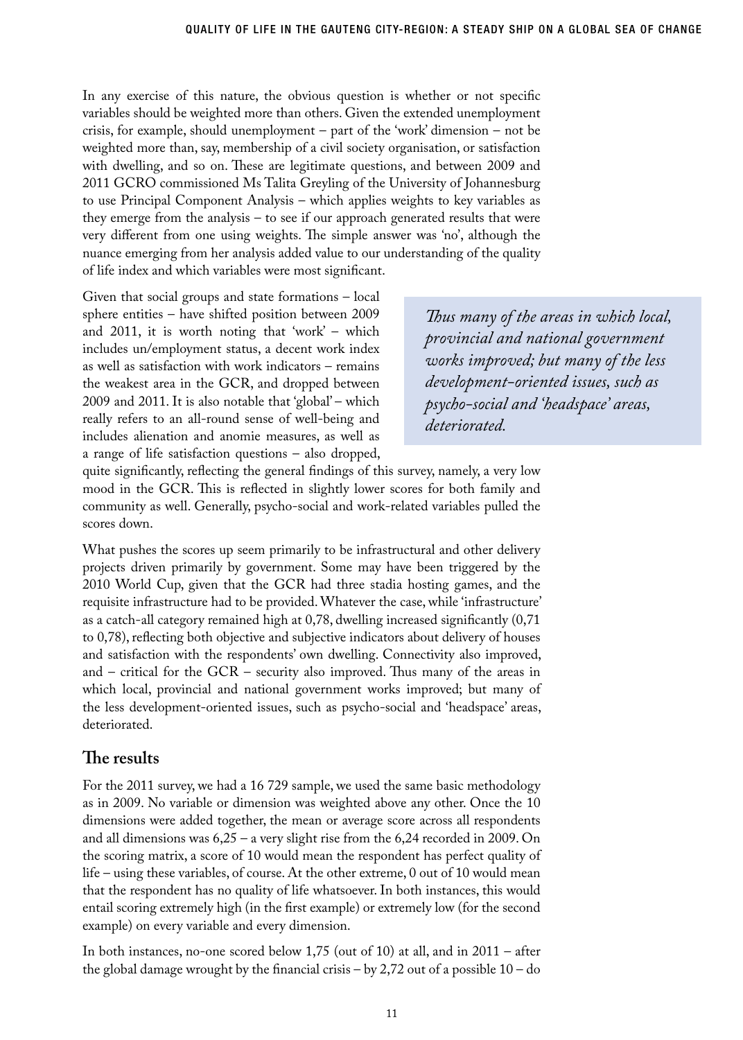In any exercise of this nature, the obvious question is whether or not specific variables should be weighted more than others. Given the extended unemployment crisis, for example, should unemployment – part of the 'work' dimension – not be weighted more than, say, membership of a civil society organisation, or satisfaction with dwelling, and so on. These are legitimate questions, and between 2009 and 2011 GCRO commissioned Ms Talita Greyling of the University of Johannesburg to use Principal Component Analysis – which applies weights to key variables as they emerge from the analysis – to see if our approach generated results that were very different from one using weights. The simple answer was 'no', although the nuance emerging from her analysis added value to our understanding of the quality of life index and which variables were most significant.

Given that social groups and state formations – local sphere entities – have shifted position between 2009 and 2011, it is worth noting that 'work' – which includes un/employment status, a decent work index as well as satisfaction with work indicators – remains the weakest area in the GCR, and dropped between 2009 and 2011. It is also notable that 'global' – which really refers to an all-round sense of well-being and includes alienation and anomie measures, as well as a range of life satisfaction questions – also dropped, quite significantly, reflecting the general findings of this survey, namely, a very low mood in the GCR. This is reflected in slightly lower scores for both family and community as well. Generally, psycho-social and work-related variables pulled the scores down.

> *Thus many of the areas in which local, provincial and national government works improved; but many of the less development-oriented issues, such as psycho-social and 'headspace' areas, deteriorated.*

What pushes the scores up seem primarily to be infrastructural and other delivery projects driven primarily by government. Some may have been triggered by the 2010 World Cup, given that the GCR had three stadia hosting games, and the requisite infrastructure had to be provided. Whatever the case, while 'infrastructure' as a catch-all category remained high at 0,78, dwelling increased significantly (0,71 to 0,78), reflecting both objective and subjective indicators about delivery of houses and satisfaction with the respondents' own dwelling. Connectivity also improved, and – critical for the GCR – security also improved. Thus many of the areas in which local, provincial and national government works improved; but many of the less development-oriented issues, such as psycho-social and 'headspace' areas, deteriorated.

## The results

For the 2011 survey, we had a 16 729 sample, we used the same basic methodology as in 2009. No variable or dimension was weighted above any other. Once the 10 dimensions were added together, the mean or average score across all respondents and all dimensions was 6,25 – a very slight rise from the 6,24 recorded in 2009. On the scoring matrix, a score of 10 would mean the respondent has perfect quality of life – using these variables, of course. At the other extreme, 0 out of 10 would mean that the respondent has no quality of life whatsoever. In both instances, this would entail scoring extremely high (in the first example) or extremely low (for the second example) on every variable and every dimension.

In both instances, no-one scored below 1,75 (out of 10) at all, and in 2011 – after the global damage wrought by the financial crisis – by 2,72 out of a possible 10 – do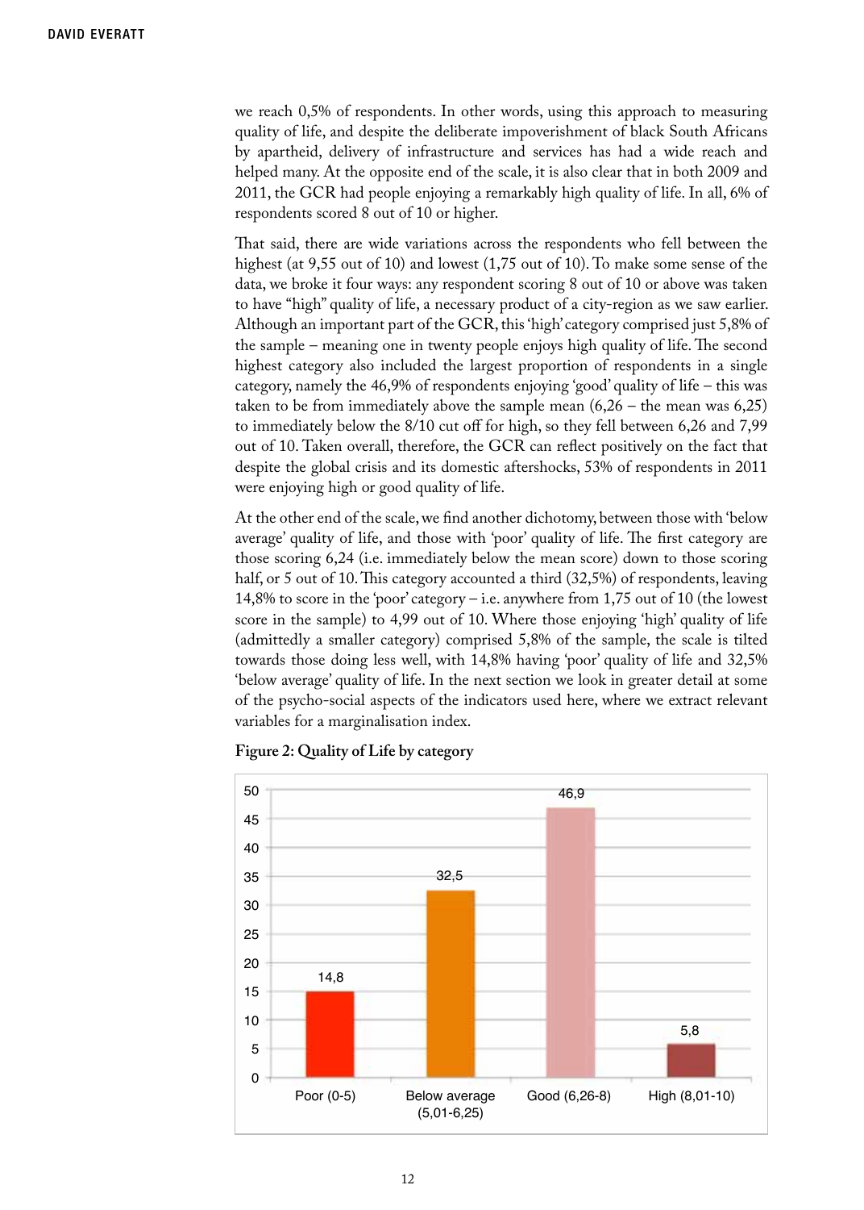we reach 0,5% of respondents. In other words, using this approach to measuring quality of life, and despite the deliberate impoverishment of black South Africans by apartheid, delivery of infrastructure and services has had a wide reach and helped many. At the opposite end of the scale, it is also clear that in both 2009 and 2011, the GCR had people enjoying a remarkably high quality of life. In all, 6% of respondents scored 8 out of 10 or higher.

That said, there are wide variations across the respondents who fell between the highest (at 9,55 out of 10) and lowest (1,75 out of 10). To make some sense of the data, we broke it four ways: any respondent scoring 8 out of 10 or above was taken to have "high" quality of life, a necessary product of a city-region as we saw earlier. Although an important part of the GCR, this 'high' category comprised just 5,8% of the sample – meaning one in twenty people enjoys high quality of life. The second highest category also included the largest proportion of respondents in a single category, namely the 46,9% of respondents enjoying 'good' quality of life – this was taken to be from immediately above the sample mean (6,26 – the mean was 6,25) to immediately below the 8/10 cut off for high, so they fell between 6,26 and 7,99 out of 10. Taken overall, therefore, the GCR can reflect positively on the fact that despite the global crisis and its domestic aftershocks, 53% of respondents in 2011 were enjoying high or good quality of life.

At the other end of the scale, we find another dichotomy, between those with 'below average' quality of life, and those with 'poor' quality of life. The first category are those scoring 6,24 (i.e. immediately below the mean score) down to those scoring half, or 5 out of 10. This category accounted a third (32,5%) of respondents, leaving 14,8% to score in the 'poor' category – i.e. anywhere from 1,75 out of 10 (the lowest score in the sample) to 4,99 out of 10. Where those enjoying 'high' quality of life (admittedly a smaller category) comprised 5,8% of the sample, the scale is tilted towards those doing less well, with 14,8% having 'poor' quality of life and 32,5% 'below average' quality of life. In the next section we look in greater detail at some of the psycho-social aspects of the indicators used here, where we extract relevant variables for a marginalisation index.

**Figure 2: Quality of Life by category**

| Category | % |
|---|---|
| Poor (0-5) | 14,8 |
| Below average (5,01-6,25) | 32,5 |
| Good (6,26-8) | 46,9 |
| High (8,01-10) | 5,8 |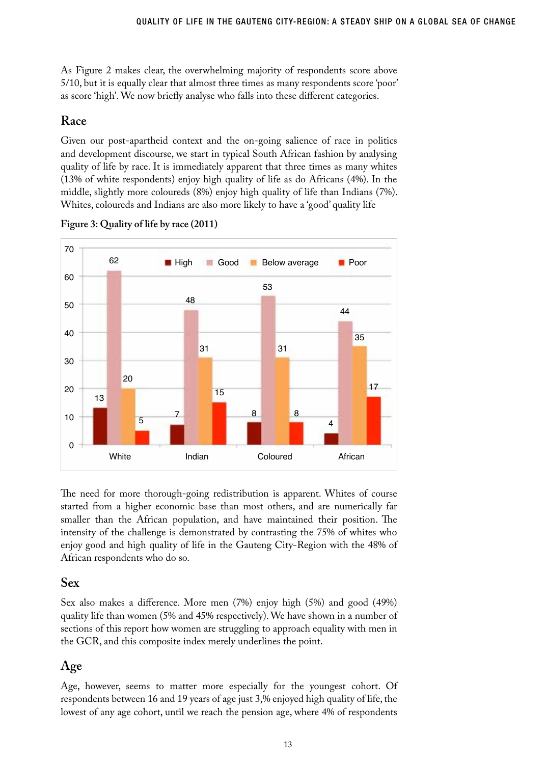As Figure 2 makes clear, the overwhelming majority of respondents score above 5/10, but it is equally clear that almost three times as many respondents score 'poor' as score 'high'. We now briefly analyse who falls into these different categories.

## Race

Given our post-apartheid context and the on-going salience of race in politics and development discourse, we start in typical South African fashion by analysing quality of life by race. It is immediately apparent that three times as many whites (13% of white respondents) enjoy high quality of life as do Africans (4%). In the middle, slightly more coloureds (8%) enjoy high quality of life than Indians (7%). Whites, coloureds and Indians are also more likely to have a 'good' quality life

**Figure 3: Quality of life by race (2011)**

| | High | Good | Below average | Poor |
|---|---|---|---|---|
| White | 13 | 62 | 20 | 5 |
| Indian | 7 | 48 | 31 | 15 |
| Coloured | 8 | 53 | 31 | 8 |
| African | 4 | 44 | 35 | 17 |

The need for more thorough-going redistribution is apparent. Whites of course started from a higher economic base than most others, and are numerically far smaller than the African population, and have maintained their position. The intensity of the challenge is demonstrated by contrasting the 75% of whites who enjoy good and high quality of life in the Gauteng City-Region with the 48% of African respondents who do so.

## Sex

Sex also makes a difference. More men (7%) enjoy high (5%) and good (49%) quality life than women (5% and 45% respectively). We have shown in a number of sections of this report how women are struggling to approach equality with men in the GCR, and this composite index merely underlines the point.

## Age

Age, however, seems to matter more especially for the youngest cohort. Of respondents between 16 and 19 years of age just 3,% enjoyed high quality of life, the lowest of any age cohort, until we reach the pension age, where 4% of respondents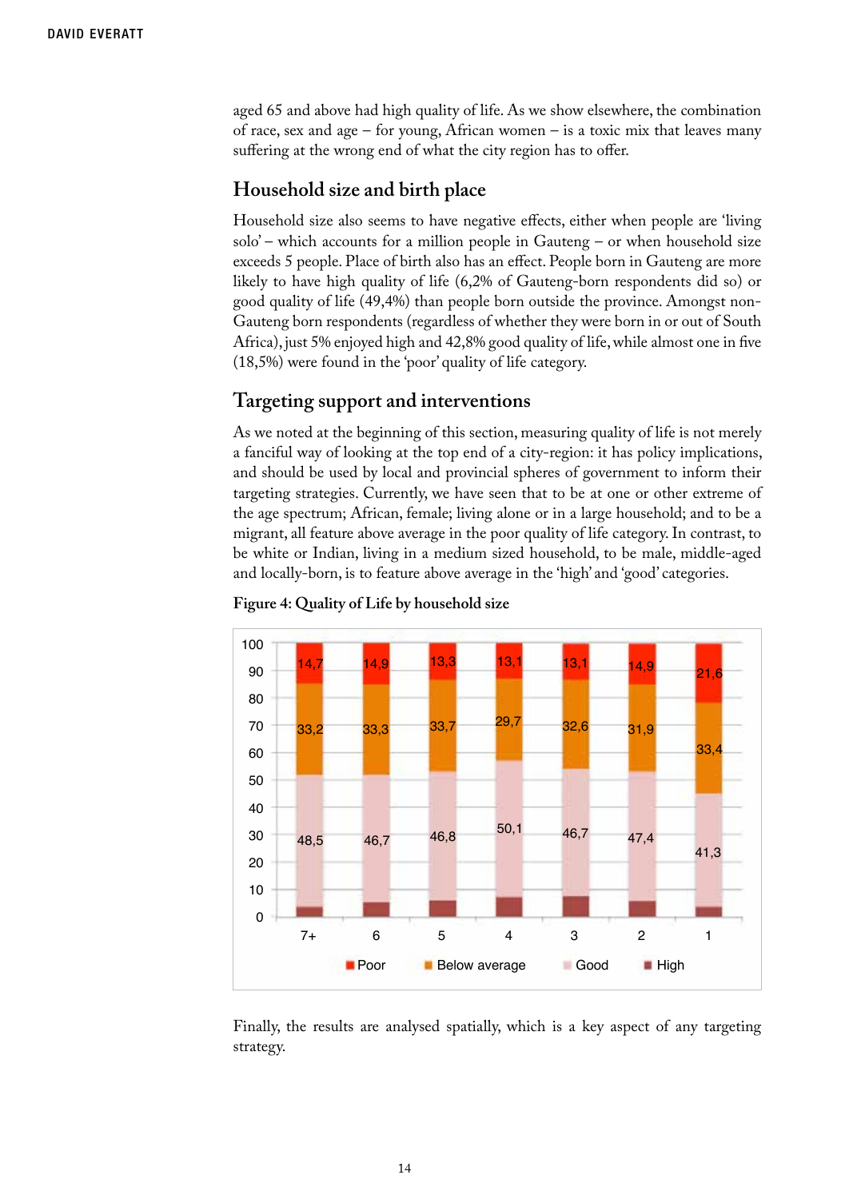aged 65 and above had high quality of life. As we show elsewhere, the combination of race, sex and age – for young, African women – is a toxic mix that leaves many suffering at the wrong end of what the city region has to offer.

## Household size and birth place

Household size also seems to have negative effects, either when people are 'living solo' – which accounts for a million people in Gauteng – or when household size exceeds 5 people. Place of birth also has an effect. People born in Gauteng are more likely to have high quality of life (6,2% of Gauteng-born respondents did so) or good quality of life (49,4%) than people born outside the province. Amongst non-Gauteng born respondents (regardless of whether they were born in or out of South Africa), just 5% enjoyed high and 42,8% good quality of life, while almost one in five (18,5%) were found in the 'poor' quality of life category.

## Targeting support and interventions

As we noted at the beginning of this section, measuring quality of life is not merely a fanciful way of looking at the top end of a city-region: it has policy implications, and should be used by local and provincial spheres of government to inform their targeting strategies. Currently, we have seen that to be at one or other extreme of the age spectrum; African, female; living alone or in a large household; and to be a migrant, all feature above average in the poor quality of life category. In contrast, to be white or Indian, living in a medium sized household, to be male, middle-aged and locally-born, is to feature above average in the 'high' and 'good' categories.

**Figure 4: Quality of Life by household size**

| Household size | 7+ | 6 | 5 | 4 | 3 | 2 | 1 |
|---|---|---|---|---|---|---|---|
| Poor | 14,7 | 14,9 | 13,3 | 13,1 | 13,1 | 14,9 | 21,6 |
| Below average | 33,2 | 33,3 | 33,7 | 29,7 | 32,6 | 31,9 | 33,4 |
| Good | 48,5 | 46,7 | 46,8 | 50,1 | 46,7 | 47,4 | 41,3 |
| High | | | | | | | |

Finally, the results are analysed spatially, which is a key aspect of any targeting strategy.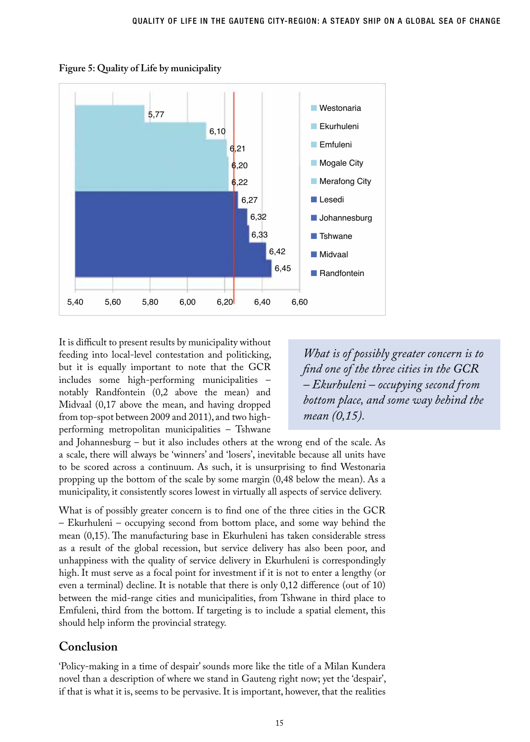**Figure 5: Quality of Life by municipality**

| Municipality | Quality of Life |
|---|---|
| Westonaria | 5,77 |
| Ekurhuleni | 6,10 |
| Emfuleni | 6,21 |
| Mogale City | 6,20 |
| Merafong City | 6,22 |
| Lesedi | 6,27 |
| Johannesburg | 6,32 |
| Tshwane | 6,33 |
| Midvaal | 6,42 |
| Randfontein | 6,45 |

It is difficult to present results by municipality without feeding into local-level contestation and politicking, but it is equally important to note that the GCR includes some high-performing municipalities – notably Randfontein (0,2 above the mean) and Midvaal (0,17 above the mean, and having dropped from top-spot between 2009 and 2011), and two high-performing metropolitan municipalities – Tshwane and Johannesburg – but it also includes others at the wrong end of the scale. As a scale, there will always be 'winners' and 'losers', inevitable because all units have to be scored across a continuum. As such, it is unsurprising to find Westonaria propping up the bottom of the scale by some margin (0,48 below the mean). As a municipality, it consistently scores lowest in virtually all aspects of service delivery.

> *What is of possibly greater concern is to find one of the three cities in the GCR – Ekurhuleni – occupying second from bottom place, and some way behind the mean (0,15).*

What is of possibly greater concern is to find one of the three cities in the GCR – Ekurhuleni – occupying second from bottom place, and some way behind the mean (0,15). The manufacturing base in Ekurhuleni has taken considerable stress as a result of the global recession, but service delivery has also been poor, and unhappiness with the quality of service delivery in Ekurhuleni is correspondingly high. It must serve as a focal point for investment if it is not to enter a lengthy (or even a terminal) decline. It is notable that there is only 0,12 difference (out of 10) between the mid-range cities and municipalities, from Tshwane in third place to Emfuleni, third from the bottom. If targeting is to include a spatial element, this should help inform the provincial strategy.

## Conclusion

'Policy-making in a time of despair' sounds more like the title of a Milan Kundera novel than a description of where we stand in Gauteng right now; yet the 'despair', if that is what it is, seems to be pervasive. It is important, however, that the realities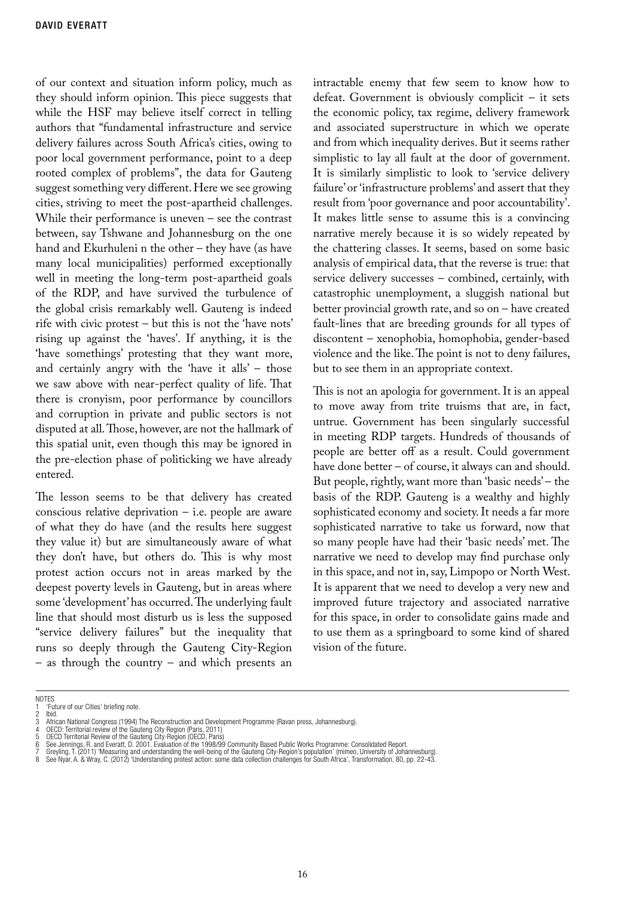of our context and situation inform policy, much as they should inform opinion. This piece suggests that while the HSF may believe itself correct in telling authors that "fundamental infrastructure and service delivery failures across South Africa's cities, owing to poor local government performance, point to a deep rooted complex of problems", the data for Gauteng suggest something very different. Here we see growing cities, striving to meet the post-apartheid challenges. While their performance is uneven – see the contrast between, say Tshwane and Johannesburg on the one hand and Ekurhuleni n the other – they have (as have many local municipalities) performed exceptionally well in meeting the long-term post-apartheid goals of the RDP, and have survived the turbulence of the global crisis remarkably well. Gauteng is indeed rife with civic protest – but this is not the 'have nots' rising up against the 'haves'. If anything, it is the 'have somethings' protesting that they want more, and certainly angry with the 'have it alls' – those we saw above with near-perfect quality of life. That there is cronyism, poor performance by councillors and corruption in private and public sectors is not disputed at all. Those, however, are not the hallmark of this spatial unit, even though this may be ignored in the pre-election phase of politicking we have already entered.

The lesson seems to be that delivery has created conscious relative deprivation – i.e. people are aware of what they do have (and the results here suggest they value it) but are simultaneously aware of what they don't have, but others do. This is why most protest action occurs not in areas marked by the deepest poverty levels in Gauteng, but in areas where some 'development' has occurred. The underlying fault line that should most disturb us is less the supposed "service delivery failures" but the inequality that runs so deeply through the Gauteng City-Region – as through the country – and which presents an intractable enemy that few seem to know how to defeat. Government is obviously complicit – it sets the economic policy, tax regime, delivery framework and associated superstructure in which we operate and from which inequality derives. But it seems rather simplistic to lay all fault at the door of government. It is similarly simplistic to look to 'service delivery failure' or 'infrastructure problems' and assert that they result from 'poor governance and poor accountability'. It makes little sense to assume this is a convincing narrative merely because it is so widely repeated by the chattering classes. It seems, based on some basic analysis of empirical data, that the reverse is true: that service delivery successes – combined, certainly, with catastrophic unemployment, a sluggish national but better provincial growth rate, and so on – have created fault-lines that are breeding grounds for all types of discontent – xenophobia, homophobia, gender-based violence and the like. The point is not to deny failures, but to see them in an appropriate context.

This is not an apologia for government. It is an appeal to move away from trite truisms that are, in fact, untrue. Government has been singularly successful in meeting RDP targets. Hundreds of thousands of people are better off as a result. Could government have done better – of course, it always can and should. But people, rightly, want more than 'basic needs' – the basis of the RDP. Gauteng is a wealthy and highly sophisticated economy and society. It needs a far more sophisticated narrative to take us forward, now that so many people have had their 'basic needs' met. The narrative we need to develop may find purchase only in this space, and not in, say, Limpopo or North West. It is apparent that we need to develop a very new and improved future trajectory and associated narrative for this space, in order to consolidate gains made and to use them as a springboard to some kind of shared vision of the future.

NOTES

1. 'Future of our Cities' briefing note.
2. Ibid.
3. African National Congress (1994) The Reconstruction and Development Programme (Ravan press, Johannesburg).
4. OECD: Territorial review of the Gauteng City Region (Paris, 2011)
5. OECD Territorial Review of the Gauteng City-Region (OECD, Paris)
6. See Jennings, R. and Everatt, D. 2001. Evaluation of the 1998/99 Community Based Public Works Programme: Consolidated Report.
7. Greyling, T. (2011) 'Measuring and understanding the well-being of the Gauteng City-Region's population' (mimeo, University of Johannesburg).
8. See Nyar, A. & Wray, C. (2012) 'Understanding protest action: some data collection challenges for South Africa', Transformation, 80, pp. 22-43.